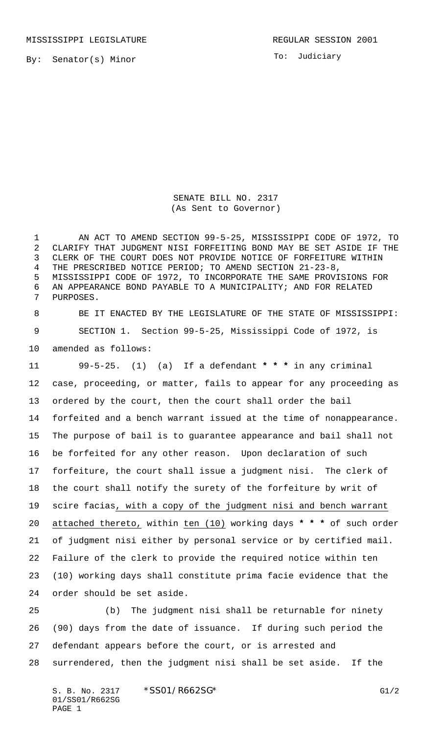MISSISSIPPI LEGISLATURE

REGULAR SESSION 2001

By: Senator(s) Minor

To: Judiciary

SENATE BILL NO. 2317
(As Sent to Governor)

AN ACT TO AMEND SECTION 99-5-25, MISSISSIPPI CODE OF 1972, TO CLARIFY THAT JUDGMENT NISI FORFEITING BOND MAY BE SET ASIDE IF THE CLERK OF THE COURT DOES NOT PROVIDE NOTICE OF FORFEITURE WITHIN THE PRESCRIBED NOTICE PERIOD; TO AMEND SECTION 21-23-8, MISSISSIPPI CODE OF 1972, TO INCORPORATE THE SAME PROVISIONS FOR AN APPEARANCE BOND PAYABLE TO A MUNICIPALITY; AND FOR RELATED PURPOSES.

BE IT ENACTED BY THE LEGISLATURE OF THE STATE OF MISSISSIPPI:

SECTION 1. Section 99-5-25, Mississippi Code of 1972, is amended as follows:

99-5-25. (1) (a) If a defendant * * * in any criminal case, proceeding, or matter, fails to appear for any proceeding as ordered by the court, then the court shall order the bail forfeited and a bench warrant issued at the time of nonappearance. The purpose of bail is to guarantee appearance and bail shall not be forfeited for any other reason. Upon declaration of such forfeiture, the court shall issue a judgment nisi. The clerk of the court shall notify the surety of the forfeiture by writ of scire facias, with a copy of the judgment nisi and bench warrant attached thereto, within ten (10) working days * * * of such order of judgment nisi either by personal service or by certified mail. Failure of the clerk to provide the required notice within ten (10) working days shall constitute prima facie evidence that the order should be set aside.

(b) The judgment nisi shall be returnable for ninety (90) days from the date of issuance. If during such period the defendant appears before the court, or is arrested and surrendered, then the judgment nisi shall be set aside. If the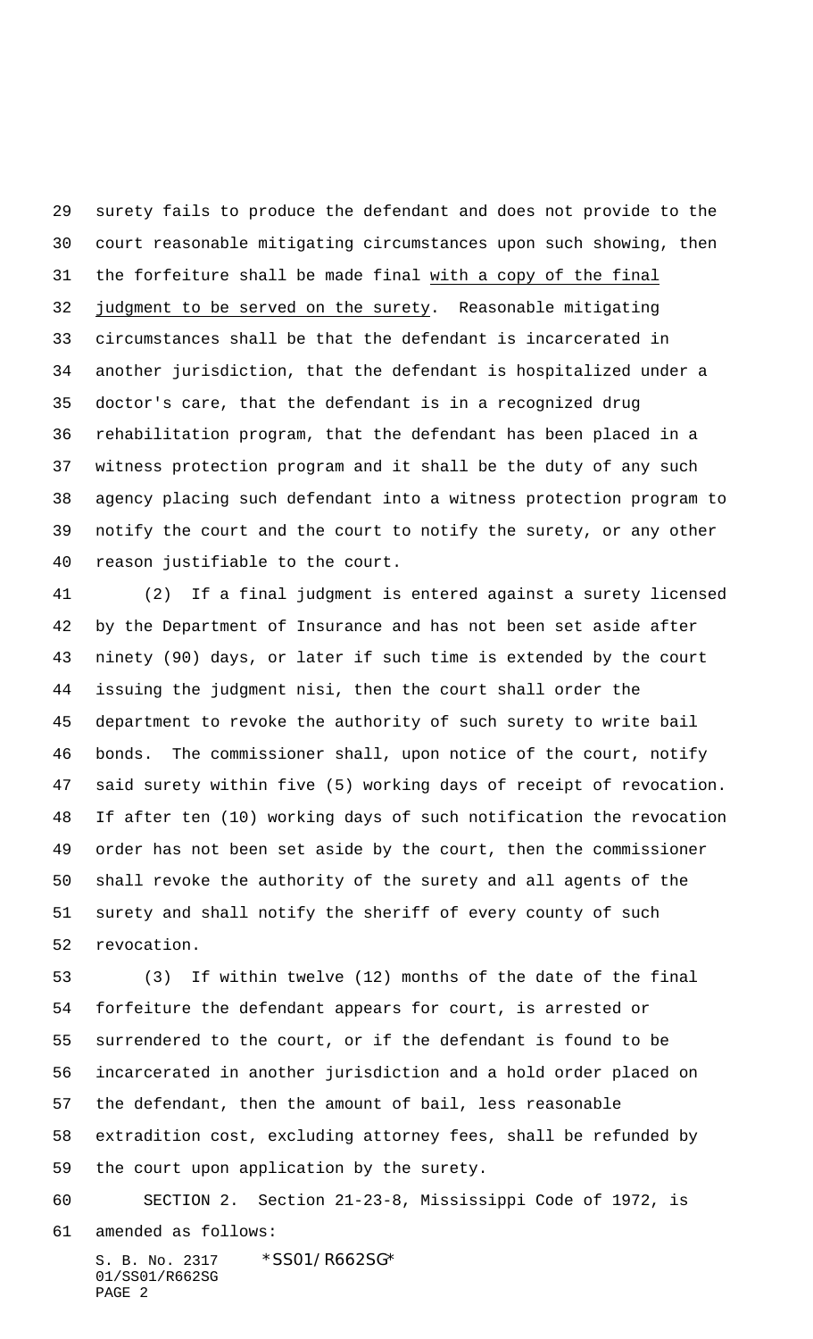surety fails to produce the defendant and does not provide to the court reasonable mitigating circumstances upon such showing, then the forfeiture shall be made final <u>with a copy of the final judgment to be served on the surety</u>. Reasonable mitigating circumstances shall be that the defendant is incarcerated in another jurisdiction, that the defendant is hospitalized under a doctor's care, that the defendant is in a recognized drug rehabilitation program, that the defendant has been placed in a witness protection program and it shall be the duty of any such agency placing such defendant into a witness protection program to notify the court and the court to notify the surety, or any other reason justifiable to the court.

(2) If a final judgment is entered against a surety licensed by the Department of Insurance and has not been set aside after ninety (90) days, or later if such time is extended by the court issuing the judgment nisi, then the court shall order the department to revoke the authority of such surety to write bail bonds. The commissioner shall, upon notice of the court, notify said surety within five (5) working days of receipt of revocation. If after ten (10) working days of such notification the revocation order has not been set aside by the court, then the commissioner shall revoke the authority of the surety and all agents of the surety and shall notify the sheriff of every county of such revocation.

(3) If within twelve (12) months of the date of the final forfeiture the defendant appears for court, is arrested or surrendered to the court, or if the defendant is found to be incarcerated in another jurisdiction and a hold order placed on the defendant, then the amount of bail, less reasonable extradition cost, excluding attorney fees, shall be refunded by the court upon application by the surety.

SECTION 2. Section 21-23-8, Mississippi Code of 1972, is amended as follows: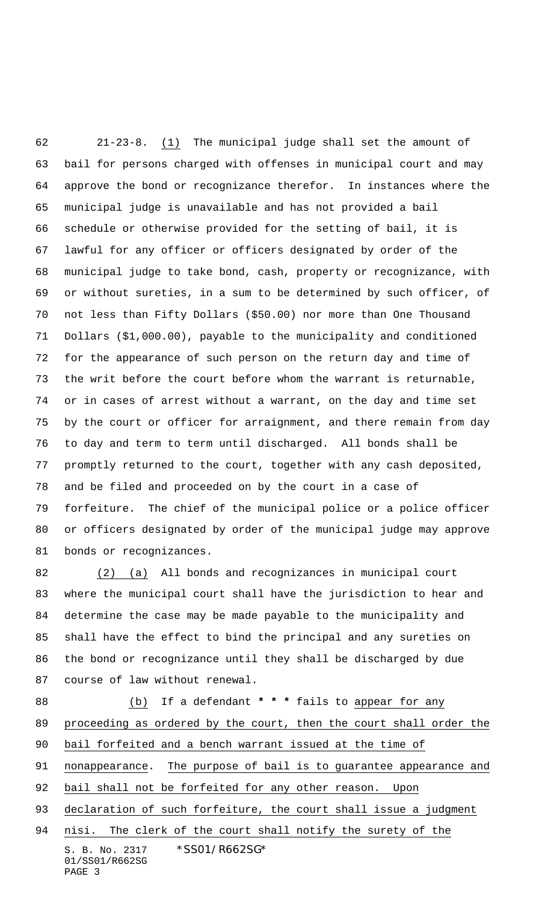21-23-8. (1) The municipal judge shall set the amount of bail for persons charged with offenses in municipal court and may approve the bond or recognizance therefor. In instances where the municipal judge is unavailable and has not provided a bail schedule or otherwise provided for the setting of bail, it is lawful for any officer or officers designated by order of the municipal judge to take bond, cash, property or recognizance, with or without sureties, in a sum to be determined by such officer, of not less than Fifty Dollars ($50.00) nor more than One Thousand Dollars ($1,000.00), payable to the municipality and conditioned for the appearance of such person on the return day and time of the writ before the court before whom the warrant is returnable, or in cases of arrest without a warrant, on the day and time set by the court or officer for arraignment, and there remain from day to day and term to term until discharged. All bonds shall be promptly returned to the court, together with any cash deposited, and be filed and proceeded on by the court in a case of forfeiture. The chief of the municipal police or a police officer or officers designated by order of the municipal judge may approve bonds or recognizances.

(2) (a) All bonds and recognizances in municipal court where the municipal court shall have the jurisdiction to hear and determine the case may be made payable to the municipality and shall have the effect to bind the principal and any sureties on the bond or recognizance until they shall be discharged by due course of law without renewal.

(b) If a defendant * * * fails to appear for any proceeding as ordered by the court, then the court shall order the bail forfeited and a bench warrant issued at the time of nonappearance. The purpose of bail is to guarantee appearance and bail shall not be forfeited for any other reason. Upon declaration of such forfeiture, the court shall issue a judgment nisi. The clerk of the court shall notify the surety of the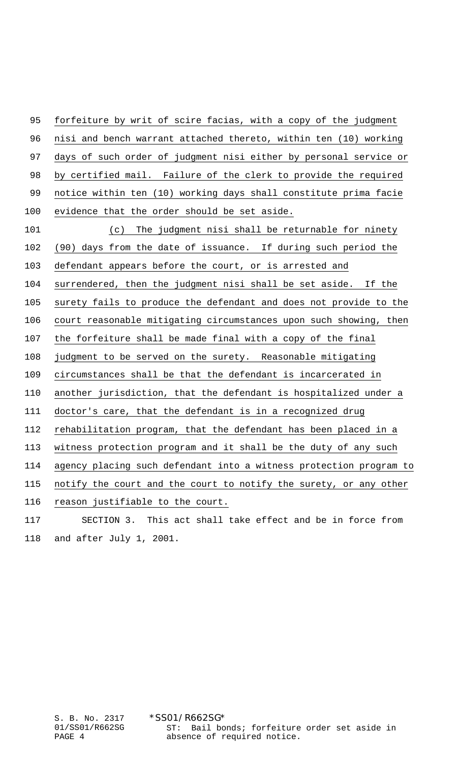forfeiture by writ of scire facias, with a copy of the judgment nisi and bench warrant attached thereto, within ten (10) working days of such order of judgment nisi either by personal service or by certified mail. Failure of the clerk to provide the required notice within ten (10) working days shall constitute prima facie evidence that the order should be set aside.

(c) The judgment nisi shall be returnable for ninety (90) days from the date of issuance. If during such period the defendant appears before the court, or is arrested and surrendered, then the judgment nisi shall be set aside. If the surety fails to produce the defendant and does not provide to the court reasonable mitigating circumstances upon such showing, then the forfeiture shall be made final with a copy of the final judgment to be served on the surety. Reasonable mitigating circumstances shall be that the defendant is incarcerated in another jurisdiction, that the defendant is hospitalized under a doctor's care, that the defendant is in a recognized drug rehabilitation program, that the defendant has been placed in a witness protection program and it shall be the duty of any such agency placing such defendant into a witness protection program to notify the court and the court to notify the surety, or any other reason justifiable to the court.

SECTION 3. This act shall take effect and be in force from and after July 1, 2001.

S. B. No. 2317 *SS01/R662SG*
01/SS01/R662SG
ST: Bail bonds; forfeiture order set aside in absence of required notice.